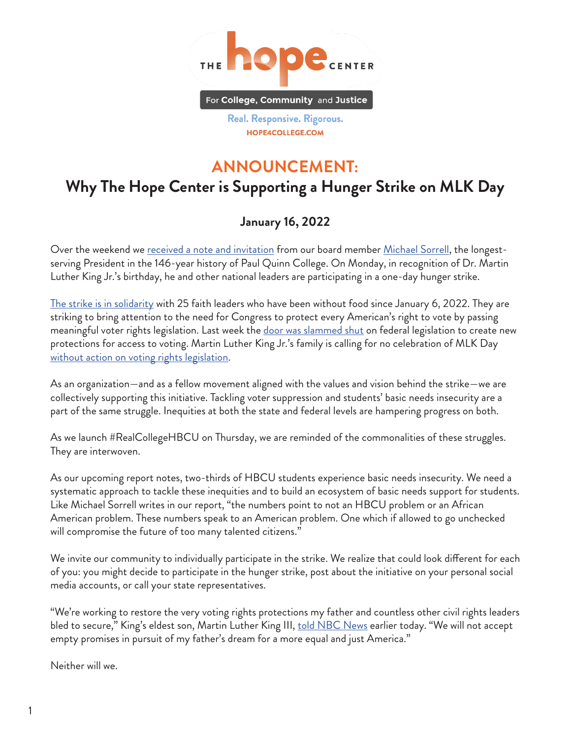THE **hope** CENTER

For **College, Community** and **Justice**

Real. Responsive. Rigorous.

HOPE4COLLEGE.COM

# ANNOUNCEMENT:
# Why The Hope Center is Supporting a Hunger Strike on MLK Day

### January 16, 2022

Over the weekend we received a note and invitation from our board member Michael Sorrell, the longest-serving President in the 146-year history of Paul Quinn College. On Monday, in recognition of Dr. Martin Luther King Jr.'s birthday, he and other national leaders are participating in a one-day hunger strike.

The strike is in solidarity with 25 faith leaders who have been without food since January 6, 2022. They are striking to bring attention to the need for Congress to protect every American's right to vote by passing meaningful voter rights legislation. Last week the door was slammed shut on federal legislation to create new protections for access to voting. Martin Luther King Jr.'s family is calling for no celebration of MLK Day without action on voting rights legislation.

As an organization—and as a fellow movement aligned with the values and vision behind the strike—we are collectively supporting this initiative. Tackling voter suppression and students' basic needs insecurity are a part of the same struggle. Inequities at both the state and federal levels are hampering progress on both.

As we launch #RealCollegeHBCU on Thursday, we are reminded of the commonalities of these struggles. They are interwoven.

As our upcoming report notes, two-thirds of HBCU students experience basic needs insecurity. We need a systematic approach to tackle these inequities and to build an ecosystem of basic needs support for students. Like Michael Sorrell writes in our report, "the numbers point to not an HBCU problem or an African American problem. These numbers speak to an American problem. One which if allowed to go unchecked will compromise the future of too many talented citizens."

We invite our community to individually participate in the strike. We realize that could look different for each of you: you might decide to participate in the hunger strike, post about the initiative on your personal social media accounts, or call your state representatives.

"We're working to restore the very voting rights protections my father and countless other civil rights leaders bled to secure," King's eldest son, Martin Luther King III, told NBC News earlier today. "We will not accept empty promises in pursuit of my father's dream for a more equal and just America."

Neither will we.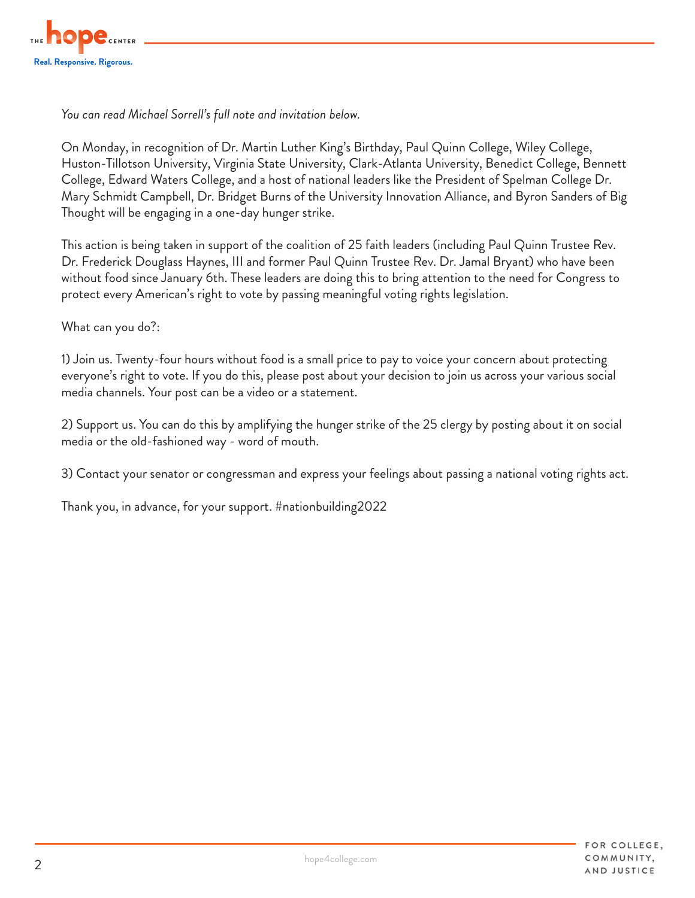*You can read Michael Sorrell's full note and invitation below.*

On Monday, in recognition of Dr. Martin Luther King's Birthday, Paul Quinn College, Wiley College, Huston-Tillotson University, Virginia State University, Clark-Atlanta University, Benedict College, Bennett College, Edward Waters College, and a host of national leaders like the President of Spelman College Dr. Mary Schmidt Campbell, Dr. Bridget Burns of the University Innovation Alliance, and Byron Sanders of Big Thought will be engaging in a one-day hunger strike.

This action is being taken in support of the coalition of 25 faith leaders (including Paul Quinn Trustee Rev. Dr. Frederick Douglass Haynes, III and former Paul Quinn Trustee Rev. Dr. Jamal Bryant) who have been without food since January 6th. These leaders are doing this to bring attention to the need for Congress to protect every American's right to vote by passing meaningful voting rights legislation.

What can you do?:

1) Join us. Twenty-four hours without food is a small price to pay to voice your concern about protecting everyone's right to vote. If you do this, please post about your decision to join us across your various social media channels. Your post can be a video or a statement.

2) Support us. You can do this by amplifying the hunger strike of the 25 clergy by posting about it on social media or the old-fashioned way - word of mouth.

3) Contact your senator or congressman and express your feelings about passing a national voting rights act.

Thank you, in advance, for your support. #nationbuilding2022